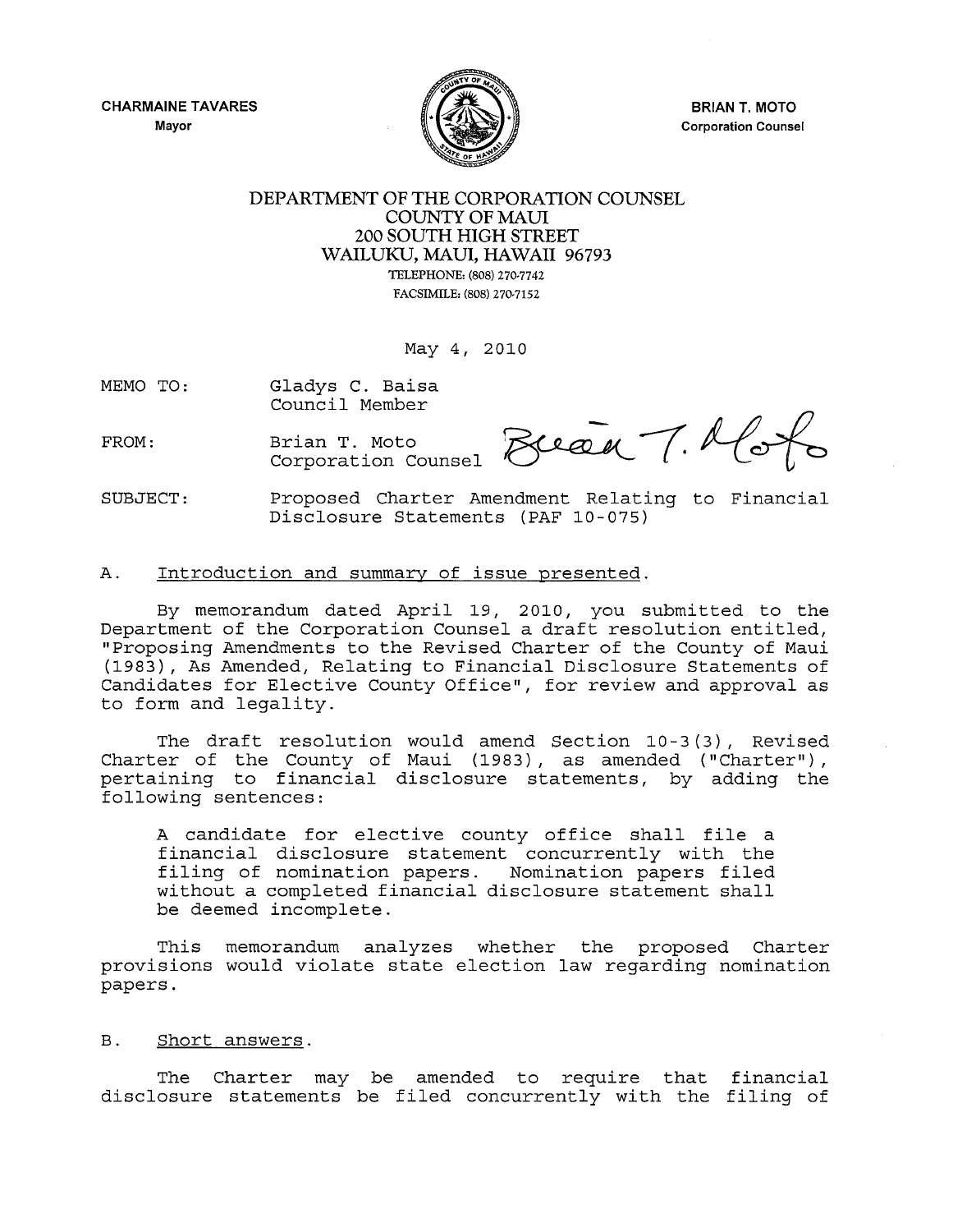CHARMAINE TAVARES
Mayor

BRIAN T. MOTO
Corporation Counsel

DEPARTMENT OF THE CORPORATION COUNSEL
COUNTY OF MAUI
200 SOUTH HIGH STREET
WAILUKU, MAUI, HAWAII 96793
TELEPHONE: (808) 270-7742
FACSIMILE: (808) 270-7152

May 4, 2010

MEMO TO: Gladys C. Baisa
Council Member

FROM: Brian T. Moto
Corporation Counsel

SUBJECT: Proposed Charter Amendment Relating to Financial Disclosure Statements (PAF 10-075)

## A. Introduction and summary of issue presented.

By memorandum dated April 19, 2010, you submitted to the Department of the Corporation Counsel a draft resolution entitled, "Proposing Amendments to the Revised Charter of the County of Maui (1983), As Amended, Relating to Financial Disclosure Statements of Candidates for Elective County Office", for review and approval as to form and legality.

The draft resolution would amend Section 10-3(3), Revised Charter of the County of Maui (1983), as amended ("Charter"), pertaining to financial disclosure statements, by adding the following sentences:

> A candidate for elective county office shall file a financial disclosure statement concurrently with the filing of nomination papers. Nomination papers filed without a completed financial disclosure statement shall be deemed incomplete.

This memorandum analyzes whether the proposed Charter provisions would violate state election law regarding nomination papers.

## B. Short answers.

The Charter may be amended to require that financial disclosure statements be filed concurrently with the filing of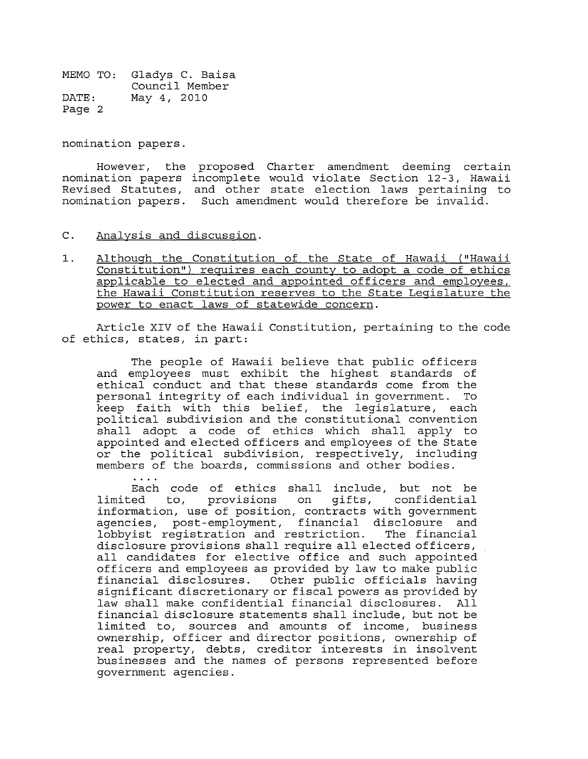nomination papers.

However, the proposed Charter amendment deeming certain nomination papers incomplete would violate Section 12-3, Hawaii Revised Statutes, and other state election laws pertaining to nomination papers. Such amendment would therefore be invalid.

C. Analysis and discussion.

1. Although the Constitution of the State of Hawaii ("Hawaii Constitution") requires each county to adopt a code of ethics applicable to elected and appointed officers and employees, the Hawaii Constitution reserves to the State Legislature the power to enact laws of statewide concern.

Article XIV of the Hawaii Constitution, pertaining to the code of ethics, states, in part:

> The people of Hawaii believe that public officers and employees must exhibit the highest standards of ethical conduct and that these standards come from the personal integrity of each individual in government. To keep faith with this belief, the legislature, each political subdivision and the constitutional convention shall adopt a code of ethics which shall apply to appointed and elected officers and employees of the State or the political subdivision, respectively, including members of the boards, commissions and other bodies.
>
> ....
>
> Each code of ethics shall include, but not be limited to, provisions on gifts, confidential information, use of position, contracts with government agencies, post-employment, financial disclosure and lobbyist registration and restriction. The financial disclosure provisions shall require all elected officers, all candidates for elective office and such appointed officers and employees as provided by law to make public financial disclosures. Other public officials having significant discretionary or fiscal powers as provided by law shall make confidential financial disclosures. All financial disclosure statements shall include, but not be limited to, sources and amounts of income, business ownership, officer and director positions, ownership of real property, debts, creditor interests in insolvent businesses and the names of persons represented before government agencies.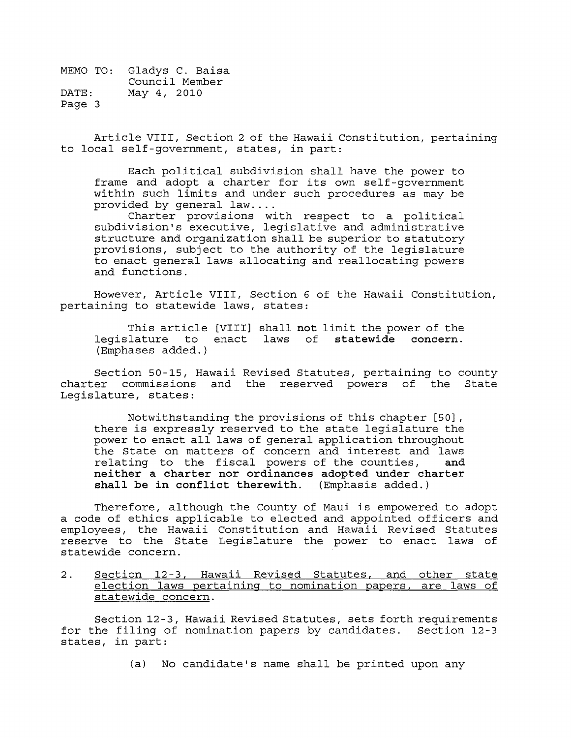Article VIII, Section 2 of the Hawaii Constitution, pertaining to local self-government, states, in part:

> Each political subdivision shall have the power to frame and adopt a charter for its own self-government within such limits and under such procedures as may be provided by general law....
>
> Charter provisions with respect to a political subdivision's executive, legislative and administrative structure and organization shall be superior to statutory provisions, subject to the authority of the legislature to enact general laws allocating and reallocating powers and functions.

However, Article VIII, Section 6 of the Hawaii Constitution, pertaining to statewide laws, states:

> This article [VIII] shall **not** limit the power of the legislature to enact laws of **statewide concern**. (Emphases added.)

Section 50-15, Hawaii Revised Statutes, pertaining to county charter commissions and the reserved powers of the State Legislature, states:

> Notwithstanding the provisions of this chapter [50], there is expressly reserved to the state legislature the power to enact all laws of general application throughout the State on matters of concern and interest and laws relating to the fiscal powers of the counties, **and neither a charter nor ordinances adopted under charter shall be in conflict therewith.** (Emphasis added.)

Therefore, although the County of Maui is empowered to adopt a code of ethics applicable to elected and appointed officers and employees, the Hawaii Constitution and Hawaii Revised Statutes reserve to the State Legislature the power to enact laws of statewide concern.

2. <u>Section 12-3, Hawaii Revised Statutes, and other state election laws pertaining to nomination papers, are laws of statewide concern.</u>

Section 12-3, Hawaii Revised Statutes, sets forth requirements for the filing of nomination papers by candidates. Section 12-3 states, in part:

> (a) No candidate's name shall be printed upon any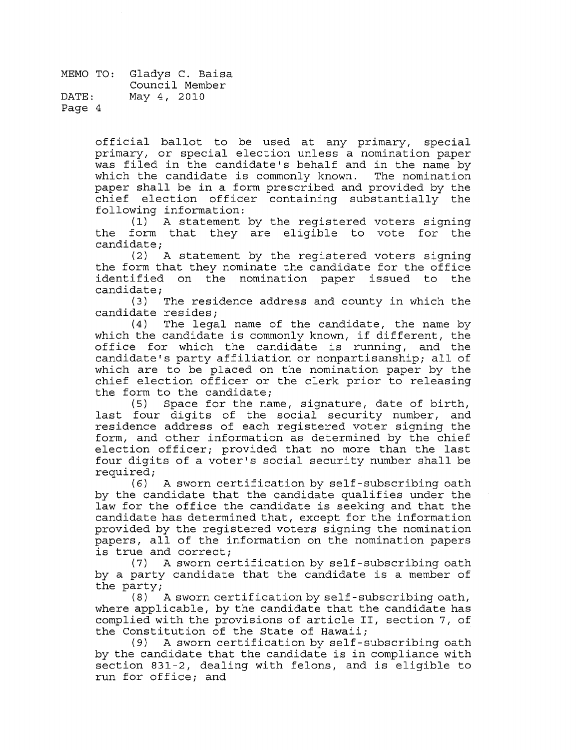official ballot to be used at any primary, special primary, or special election unless a nomination paper was filed in the candidate's behalf and in the name by which the candidate is commonly known. The nomination paper shall be in a form prescribed and provided by the chief election officer containing substantially the following information:

(1) A statement by the registered voters signing the form that they are eligible to vote for the candidate;

(2) A statement by the registered voters signing the form that they nominate the candidate for the office identified on the nomination paper issued to the candidate;

(3) The residence address and county in which the candidate resides;

(4) The legal name of the candidate, the name by which the candidate is commonly known, if different, the office for which the candidate is running, and the candidate's party affiliation or nonpartisanship; all of which are to be placed on the nomination paper by the chief election officer or the clerk prior to releasing the form to the candidate;

(5) Space for the name, signature, date of birth, last four digits of the social security number, and residence address of each registered voter signing the form, and other information as determined by the chief election officer; provided that no more than the last four digits of a voter's social security number shall be required;

(6) A sworn certification by self-subscribing oath by the candidate that the candidate qualifies under the law for the office the candidate is seeking and that the candidate has determined that, except for the information provided by the registered voters signing the nomination papers, all of the information on the nomination papers is true and correct;

(7) A sworn certification by self-subscribing oath by a party candidate that the candidate is a member of the party;

(8) A sworn certification by self-subscribing oath, where applicable, by the candidate that the candidate has complied with the provisions of article II, section 7, of the Constitution of the State of Hawaii;

(9) A sworn certification by self-subscribing oath by the candidate that the candidate is in compliance with section 831-2, dealing with felons, and is eligible to run for office; and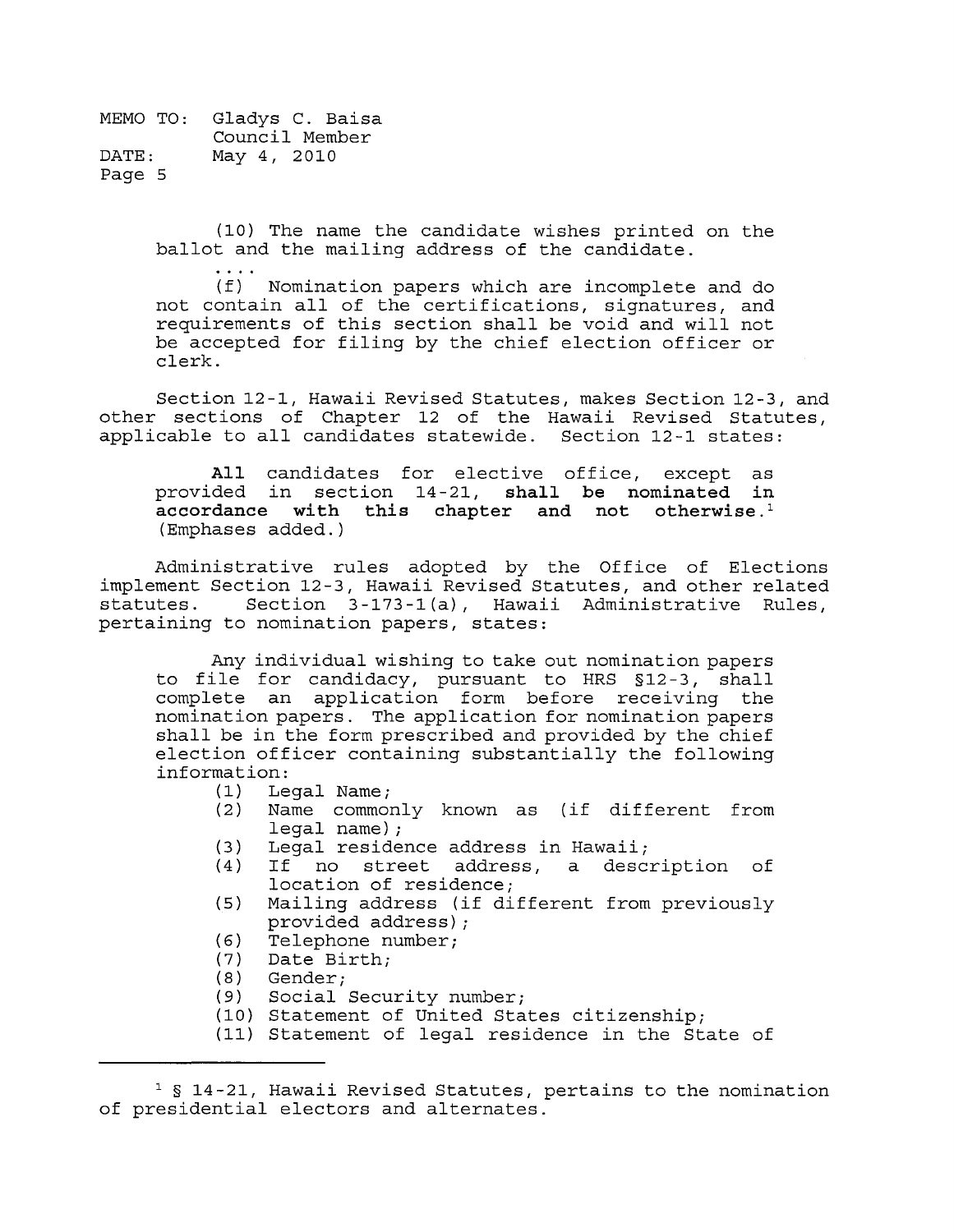(10) The name the candidate wishes printed on the ballot and the mailing address of the candidate.

. . . .

(f) Nomination papers which are incomplete and do not contain all of the certifications, signatures, and requirements of this section shall be void and will not be accepted for filing by the chief election officer or clerk.

Section 12-1, Hawaii Revised Statutes, makes Section 12-3, and other sections of Chapter 12 of the Hawaii Revised Statutes, applicable to all candidates statewide. Section 12-1 states:

> **All** candidates for elective office, except as provided in section 14-21, **shall be nominated in accordance with this chapter and not otherwise.**[1] (Emphases added.)

Administrative rules adopted by the Office of Elections implement Section 12-3, Hawaii Revised Statutes, and other related statutes. Section 3-173-1(a), Hawaii Administrative Rules, pertaining to nomination papers, states:

> Any individual wishing to take out nomination papers to file for candidacy, pursuant to HRS §12-3, shall complete an application form before receiving the nomination papers. The application for nomination papers shall be in the form prescribed and provided by the chief election officer containing substantially the following information:
>
> (1) Legal Name;
> (2) Name commonly known as (if different from legal name);
> (3) Legal residence address in Hawaii;
> (4) If no street address, a description of location of residence;
> (5) Mailing address (if different from previously provided address);
> (6) Telephone number;
> (7) Date Birth;
> (8) Gender;
> (9) Social Security number;
> (10) Statement of United States citizenship;
> (11) Statement of legal residence in the State of

---

[1] § 14-21, Hawaii Revised Statutes, pertains to the nomination of presidential electors and alternates.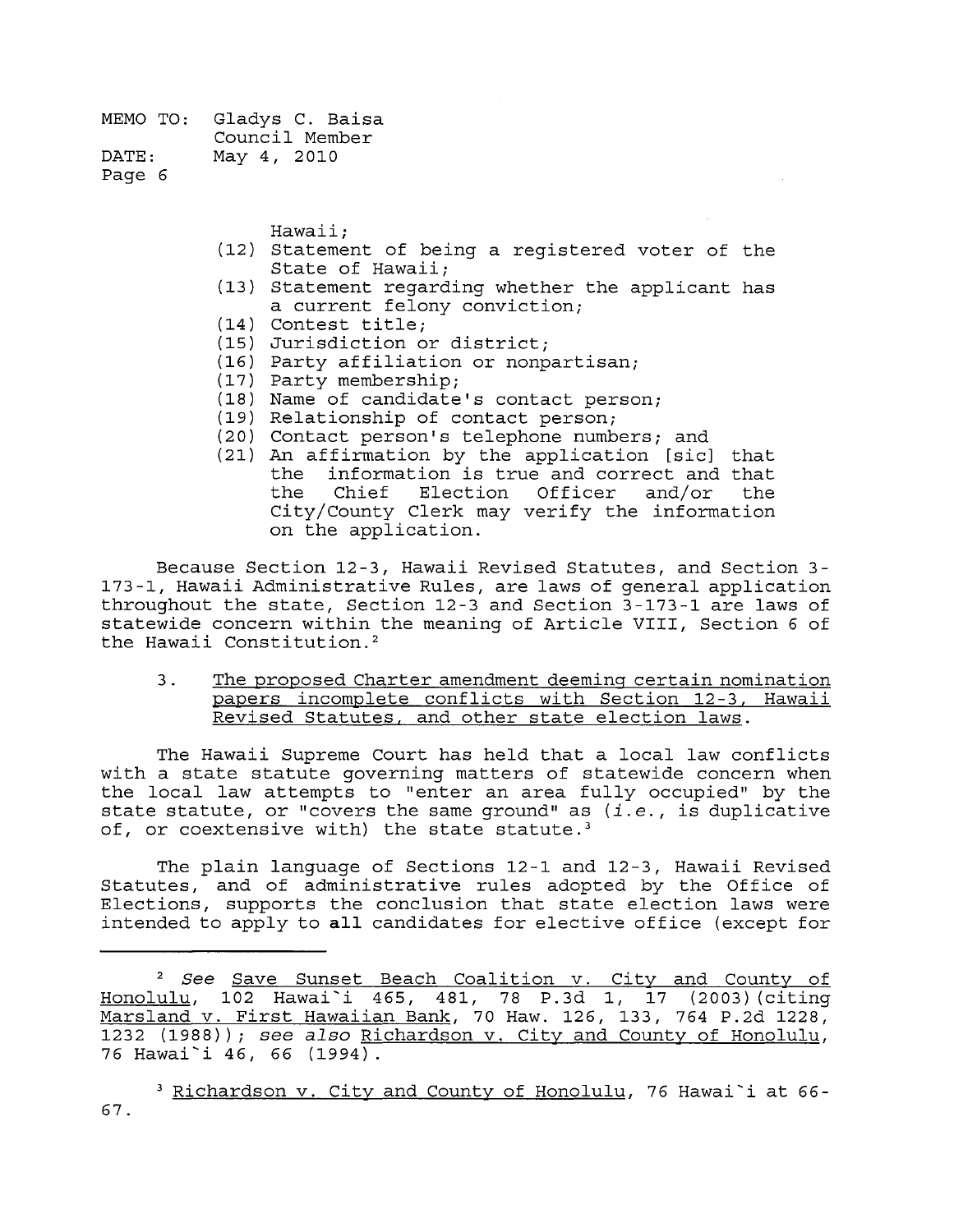MEMO TO: Gladys C. Baisa
Council Member
DATE: May 4, 2010
Page 6

Hawaii;

(12) Statement of being a registered voter of the State of Hawaii;
(13) Statement regarding whether the applicant has a current felony conviction;
(14) Contest title;
(15) Jurisdiction or district;
(16) Party affiliation or nonpartisan;
(17) Party membership;
(18) Name of candidate's contact person;
(19) Relationship of contact person;
(20) Contact person's telephone numbers; and
(21) An affirmation by the application [sic] that the information is true and correct and that the Chief Election Officer and/or the City/County Clerk may verify the information on the application.

Because Section 12-3, Hawaii Revised Statutes, and Section 3-173-1, Hawaii Administrative Rules, are laws of general application throughout the state, Section 12-3 and Section 3-173-1 are laws of statewide concern within the meaning of Article VIII, Section 6 of the Hawaii Constitution.[2]

3. The proposed Charter amendment deeming certain nomination papers incomplete conflicts with Section 12-3, Hawaii Revised Statutes, and other state election laws.

The Hawaii Supreme Court has held that a local law conflicts with a state statute governing matters of statewide concern when the local law attempts to "enter an area fully occupied" by the state statute, or "covers the same ground" as (*i.e.*, is duplicative of, or coextensive with) the state statute.[3]

The plain language of Sections 12-1 and 12-3, Hawaii Revised Statutes, and of administrative rules adopted by the Office of Elections, supports the conclusion that state election laws were intended to apply to **all** candidates for elective office (except for

---

[2] *See* Save Sunset Beach Coalition v. City and County of Honolulu, 102 Hawai`i 465, 481, 78 P.3d 1, 17 (2003)(citing Marsland v. First Hawaiian Bank, 70 Haw. 126, 133, 764 P.2d 1228, 1232 (1988)); *see also* Richardson v. City and County of Honolulu, 76 Hawai`i 46, 66 (1994).

[3] Richardson v. City and County of Honolulu, 76 Hawai`i at 66-67.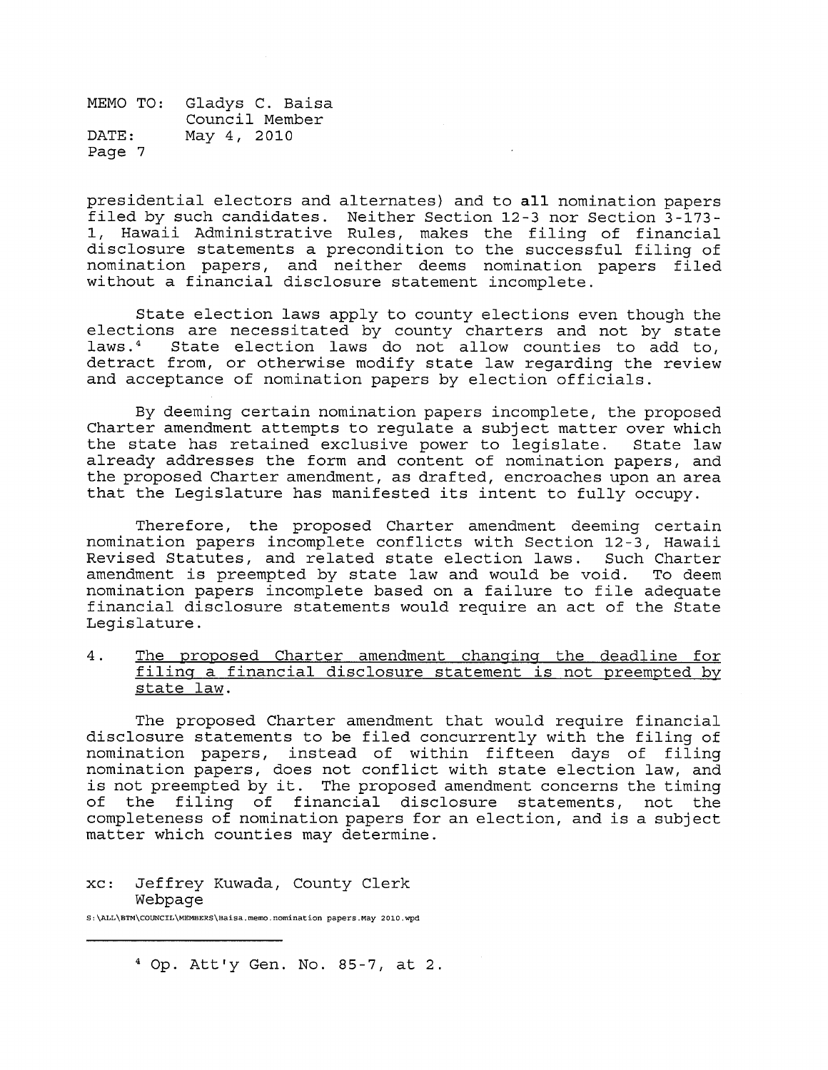presidential electors and alternates) and to **all** nomination papers filed by such candidates. Neither Section 12-3 nor Section 3-173-1, Hawaii Administrative Rules, makes the filing of financial disclosure statements a precondition to the successful filing of nomination papers, and neither deems nomination papers filed without a financial disclosure statement incomplete.

State election laws apply to county elections even though the elections are necessitated by county charters and not by state laws.[4] State election laws do not allow counties to add to, detract from, or otherwise modify state law regarding the review and acceptance of nomination papers by election officials.

By deeming certain nomination papers incomplete, the proposed Charter amendment attempts to regulate a subject matter over which the state has retained exclusive power to legislate. State law already addresses the form and content of nomination papers, and the proposed Charter amendment, as drafted, encroaches upon an area that the Legislature has manifested its intent to fully occupy.

Therefore, the proposed Charter amendment deeming certain nomination papers incomplete conflicts with Section 12-3, Hawaii Revised Statutes, and related state election laws. Such Charter amendment is preempted by state law and would be void. To deem nomination papers incomplete based on a failure to file adequate financial disclosure statements would require an act of the State Legislature.

4. The proposed Charter amendment changing the deadline for filing a financial disclosure statement is not preempted by state law.

The proposed Charter amendment that would require financial disclosure statements to be filed concurrently with the filing of nomination papers, instead of within fifteen days of filing nomination papers, does not conflict with state election law, and is not preempted by it. The proposed amendment concerns the timing of the filing of financial disclosure statements, not the completeness of nomination papers for an election, and is a subject matter which counties may determine.

xc: Jeffrey Kuwada, County Clerk
Webpage

S:\ALL\BTM\COUNCIL\MEMBERS\Baisa.memo.nomination papers.May 2010.wpd

---

[4] Op. Att'y Gen. No. 85-7, at 2.